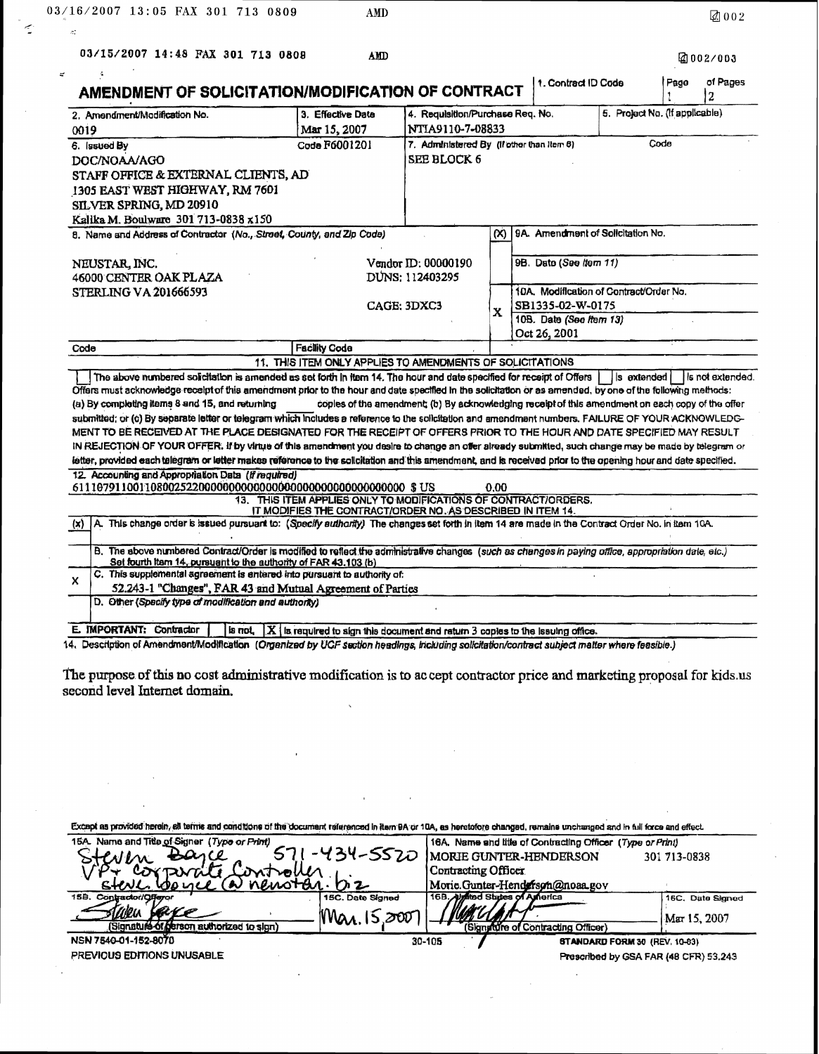# AMENDMENT OF SOLICITATION/MODIFICATION OF CONTRACT

| 1. Contract ID Code | Page 1 of Pages 2 |
|---|---|

| 2. Amendment/Modification No. | 3. Effective Date | 4. Requisition/Purchase Req. No. | 5. Project No. (If applicable) |
|---|---|---|---|
| 0019 | Mar 15, 2007 | NTIA9110-7-08833 | |

| 6. Issued By | Code F6001201 | 7. Administered By (If other than Item 6) | Code |
|---|---|---|---|
| DOC/NOAA/AGO<br>STAFF OFFICE & EXTERNAL CLIENTS, AD<br>1305 EAST WEST HIGHWAY, RM 7601<br>SILVER SPRING, MD 20910<br>Kalika M. Boulware 301 713-0838 x150 | | SEE BLOCK 6 | |

8. Name and Address of Contractor (No., Street, County, and Zip Code)

NEUSTAR, INC.
46000 CENTER OAK PLAZA
STERLING VA 201666593

Vendor ID: 00000190
DUNS: 112403295
CAGE: 3DXC3

| (X) | |
|---|---|
| | 9A. Amendment of Solicitation No. |
| | 9B. Date (See Item 11) |
| X | 10A. Modification of Contract/Order No.<br>SB1335-02-W-0175 |
| | 10B. Date (See Item 13)<br>Oct 26, 2001 |

Code | Facility Code

## 11. THIS ITEM ONLY APPLIES TO AMENDMENTS OF SOLICITATIONS

☐ The above numbered solicitation is amended as set forth in Item 14. The hour and date specified for receipt of Offers ☐ is extended ☐ is not extended. Offers must acknowledge receipt of this amendment prior to the hour and date specified in the solicitation or as amended, by one of the following methods: (a) By completing items 8 and 15, and returning ___ copies of the amendment; (b) By acknowledging receipt of this amendment on each copy of the offer submitted; or (c) By separate letter or telegram which includes a reference to the solicitation and amendment numbers. FAILURE OF YOUR ACKNOWLEDGMENT TO BE RECEIVED AT THE PLACE DESIGNATED FOR THE RECEIPT OF OFFERS PRIOR TO THE HOUR AND DATE SPECIFIED MAY RESULT IN REJECTION OF YOUR OFFER. If by virtue of this amendment you desire to change an offer already submitted, such change may be made by telegram or letter, provided each telegram or letter makes reference to the solicitation and this amendment, and is received prior to the opening hour and date specified.

12. Accounting and Appropriation Data (If required)
61110791100110800252200000000000000000000000000000000 $ US 0.00

## 13. THIS ITEM APPLIES ONLY TO MODIFICATIONS OF CONTRACT/ORDERS. IT MODIFIES THE CONTRACT/ORDER NO. AS DESCRIBED IN ITEM 14.

| (x) | |
|---|---|
| | A. This change order is issued pursuant to: (Specify authority) The changes set forth in Item 14 are made in the Contract Order No. in Item 10A. |
| | B. The above numbered Contract/Order is modified to reflect the administrative changes (such as changes in paying office, appropriation date, etc.) Set fourth Item 14, pursuant to the authority of FAR 43.103 (b) |
| X | C. This supplemental agreement is entered into pursuant to authority of:<br>52.243-1 "Changes", FAR 43 and Mutual Agreement of Parties |
| | D. Other (Specify type of modification and authority) |

E. IMPORTANT: Contractor ☐ is not, ☒ is required to sign this document and return 3 copies to the issuing office.

14. Description of Amendment/Modification (Organized by UCF section headings, including solicitation/contract subject matter where feasible.)

The purpose of this no cost administrative modification is to accept contractor price and marketing proposal for kids.us second level Internet domain.

Except as provided herein, all terms and conditions of the document referenced in Item 9A or 10A, as heretofore changed, remains unchanged and in full force and effect.

| 15A. Name and Title of Signer (Type or Print) | | 16A. Name and title of Contracting Officer (Type or Print) | |
|---|---|---|---|
| Steven Boyce 571-434-5520<br>VP+ Corporate Controller<br>steve.boyce@neustar.biz | | MORIE GUNTER-HENDERSON 301 713-0838<br>Contracting Officer<br>Morie.Gunter-Henderson@noaa.gov | |
| 15B. Contractor/Offeror<br>Steven Boyce<br>(Signature of person authorized to sign) | 15C. Date Signed<br>Mar. 15, 2007 | 16B. United States of America<br>(Signature of Contracting Officer) | 16C. Date Signed<br>Mar 15, 2007 |

NSN 7540-01-152-8070
PREVIOUS EDITIONS UNUSABLE
30-105
STANDARD FORM 30 (REV. 10-83)
Prescribed by GSA FAR (48 CFR) 53.243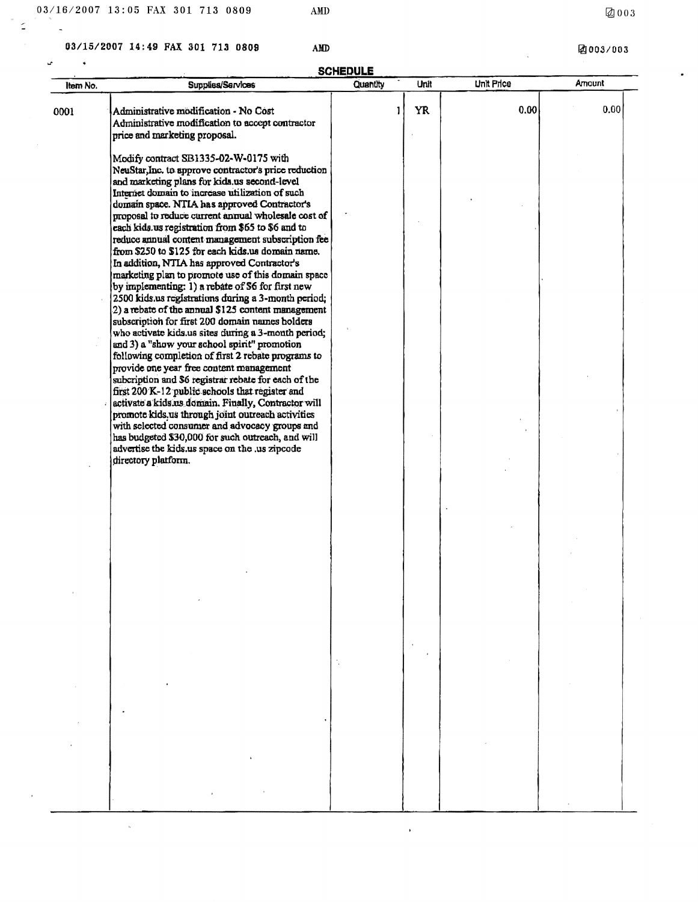## SCHEDULE

| Item No. | Supplies/Services | Quantity | Unit | Unit Price | Amount |
|---|---|---|---|---|---|
| 0001 | Administrative modification - No Cost<br>Administrative modification to accept contractor price and marketing proposal.<br><br>Modify contract SB1335-02-W-0175 with NeuStar,Inc. to approve contractor's price reduction and marketing plans for kids.us second-level Internet domain to increase utilization of such domain space. NTIA has approved Contractor's proposal to reduce current annual wholesale cost of each kids.us registration from $65 to $6 and to reduce annual content management subscription fee from $250 to $125 for each kids.us domain name. In addition, NTIA has approved Contractor's marketing plan to promote use of this domain space by implementing: 1) a rebate of $6 for first new 2500 kids.us registrations during a 3-month period; 2) a rebate of the annual $125 content management subscription for first 200 domain names holders who activate kids.us sites during a 3-month period; and 3) a "show your school spirit" promotion following completion of first 2 rebate programs to provide one year free content management subcription and $6 registrar rebate for each of the first 200 K-12 public schools that register and activate a kids.us domain. Finally, Contractor will promote kids.us through joint outreach activities with selected consumer and advocacy groups and has budgeted $30,000 for such outreach, and will advertise the kids.us space on the .us zipcode directory platform. | 1 | YR | 0.00 | 0.00 |